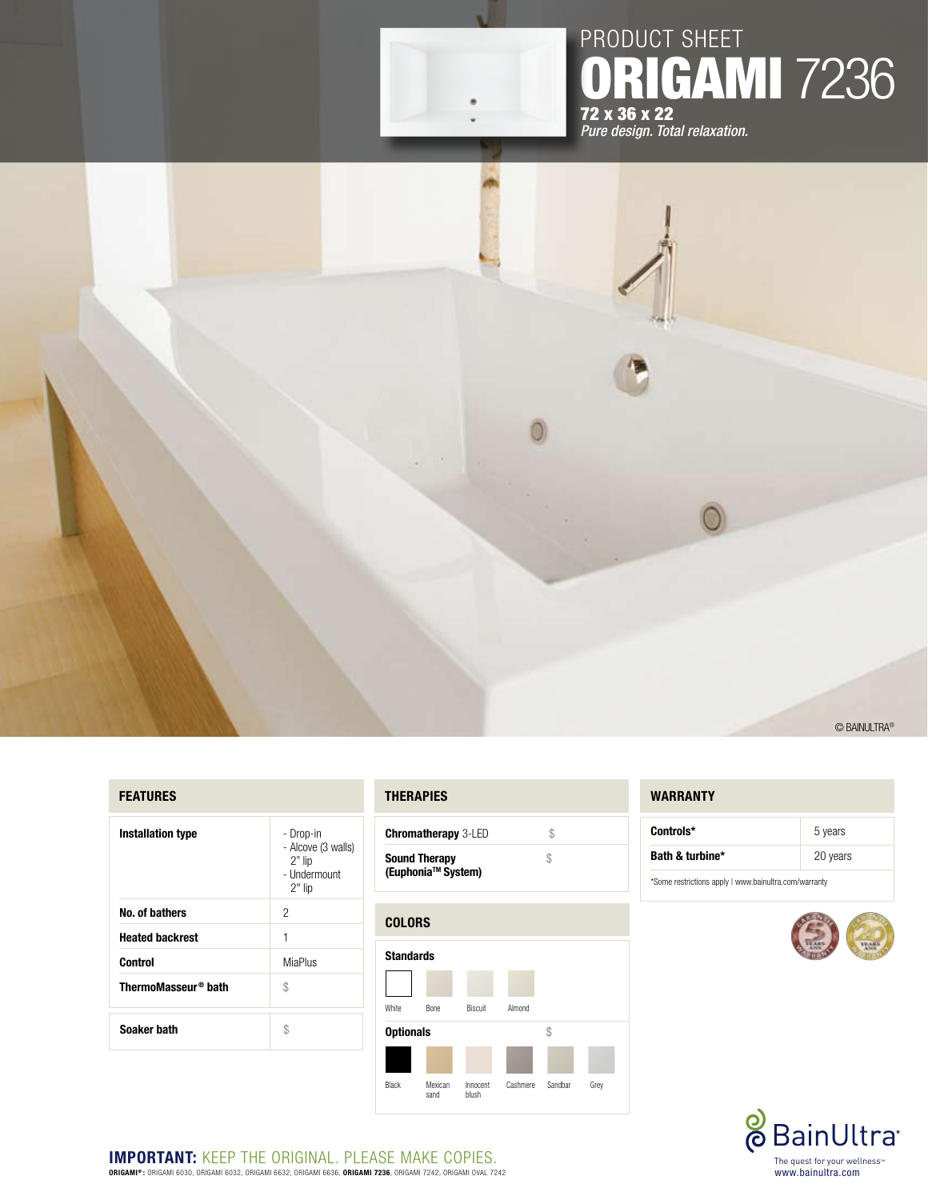PRODUCT SHEET

# ORIGAMI 7236

**72 x 36 x 22**

*Pure design. Total relaxation.*

© BAINULTRA®

## FEATURES

| | |
|---|---|
| **Installation type** | - Drop-in<br>- Alcove (3 walls) 2" lip<br>- Undermount 2" lip |
| **No. of bathers** | 2 |
| **Heated backrest** | 1 |
| **Control** | MiaPlus |
| **ThermoMasseur® bath** | $ |
| **Soaker bath** | $ |

## THERAPIES

| | |
|---|---|
| **Chromatherapy** 3-LED | $ |
| **Sound Therapy (Euphonia™ System)** | $ |

## COLORS

**Standards**

White, Bone, Biscuit, Almond

**Optionals** $

Black, Mexican sand, Innocent blush, Cashmere, Sandbar, Grey

## WARRANTY

| | |
|---|---|
| **Controls*** | 5 years |
| **Bath & turbine*** | 20 years |

*Some restrictions apply | www.bainultra.com/warranty

BainUltra®

The quest for your wellness™

www.bainultra.com

**IMPORTANT:** KEEP THE ORIGINAL. PLEASE MAKE COPIES.

**ORIGAMI®:** ORIGAMI 6030, ORIGAMI 6032, ORIGAMI 6632, ORIGAMI 6636, **ORIGAMI 7236**, ORIGAMI 7242, ORIGAMI OVAL 7242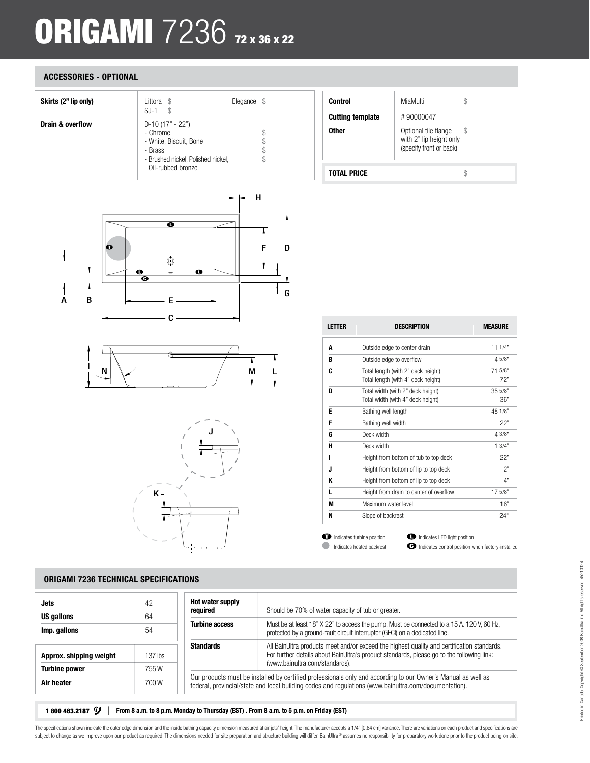# ORIGAMI 7236 72 x 36 x 22

## ACCESSORIES - OPTIONAL

| | |
|---|---|
| **Skirts (2" lip only)** | Littora $ Elegance $ SJ-1 $ |
| **Drain & overflow** | D-10 (17" - 22")<br>- Chrome $<br>- White, Biscuit, Bone $<br>- Brass $<br>- Brushed nickel, Polished nickel, Oil-rubbed bronze $ |

| | |
|---|---|
| **Control** | MiaMulti $ |
| **Cutting template** | # 90000047 |
| **Other** | Optional tile flange with 2" lip height only (specify front or back) $ |

| | |
|---|---|
| **TOTAL PRICE** | $ |

H
F D
A B E C G
I N M L
J
K

| LETTER | DESCRIPTION | MEASURE |
|---|---|---|
| A | Outside edge to center drain | 11 1/4" |
| B | Outside edge to overflow | 4 5/8" |
| C | Total length (with 2" deck height)<br>Total length (with 4" deck height) | 71 5/8"<br>72" |
| D | Total width (with 2" deck height)<br>Total width (with 4" deck height) | 35 5/8"<br>36" |
| E | Bathing well length | 48 1/8" |
| F | Bathing well width | 22" |
| G | Deck width | 4 3/8" |
| H | Deck width | 1 3/4" |
| I | Height from bottom of tub to top deck | 22" |
| J | Height from bottom of lip to top deck | 2" |
| K | Height from bottom of lip to top deck | 4" |
| L | Height from drain to center of overflow | 17 5/8" |
| M | Maximum water level | 16" |
| N | Slope of backrest | 24° |

T Indicates turbine position
Indicates heated backrest
L Indicates LED light position
C Indicates control position when factory-installed

## ORIGAMI 7236 TECHNICAL SPECIFICATIONS

| | |
|---|---|
| **Jets** | 42 |
| **US gallons** | 64 |
| **Imp. gallons** | 54 |

| | |
|---|---|
| **Approx. shipping weight** | 137 lbs |
| **Turbine power** | 755 W |
| **Air heater** | 700 W |

| | |
|---|---|
| **Hot water supply required** | Should be 70% of water capacity of tub or greater. |
| **Turbine access** | Must be at least 18" X 22" to access the pump. Must be connected to a 15 A. 120 V, 60 Hz, protected by a ground-fault circuit interrupter (GFCI) on a dedicated line. |
| **Standards** | All BainUltra products meet and/or exceed the highest quality and certification standards. For further details about BainUltra's product standards, please go to the following link: (www.bainultra.com/standards). |

Our products must be installed by certified professionals only and according to our Owner's Manual as well as federal, provincial/state and local building codes and regulations (www.bainultra.com/documentation).

**1 800 463.2187** | **From 8 a.m. to 8 p.m. Monday to Thursday (EST) . From 8 a.m. to 5 p.m. on Friday (EST)**

The specifications shown indicate the outer edge dimension and the inside bathing capacity dimension measured at air jets' height. The manufacturer accepts a 1/4" [0.64 cm] variance. There are variations on each product and specifications are subject to change as we improve upon our product as required. The dimensions needed for site preparation and structure building will differ. BainUltra® assumes no responsibility for preparatory work done prior to the product being on site.

Printed in Canada. Copyright © September 2008 BainUltra Inc. All rights reserved. 45210124